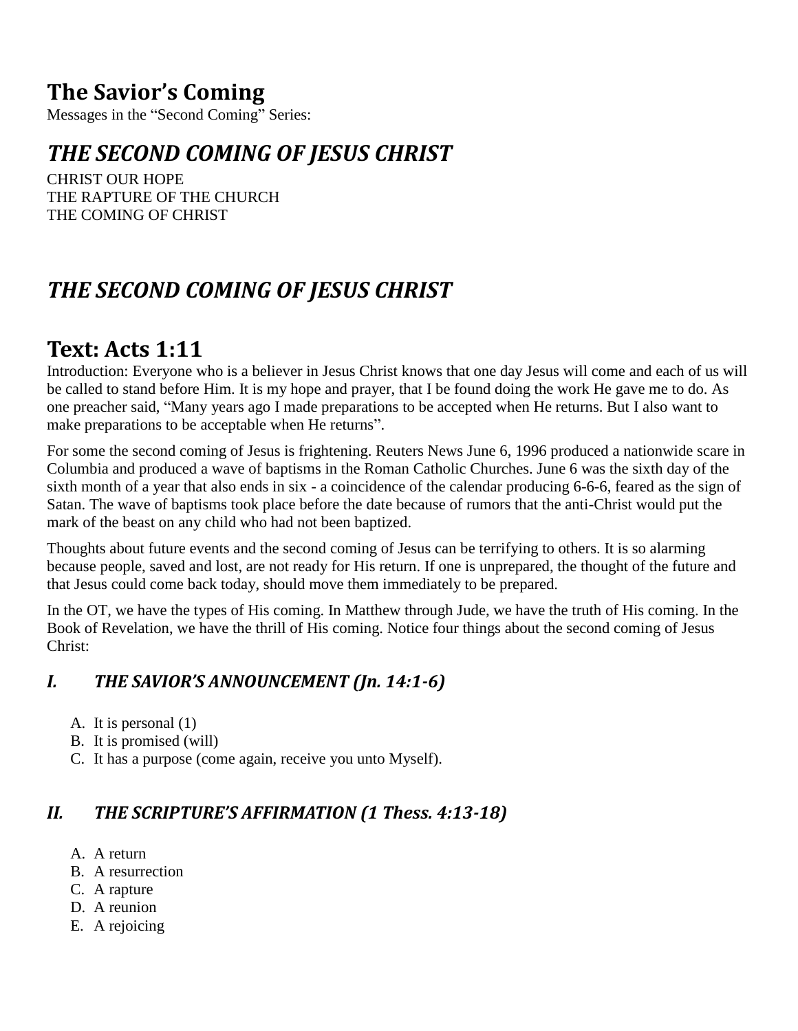# The Savior's Coming

Messages in the "Second Coming" Series:

## *THE SECOND COMING OF JESUS CHRIST*

CHRIST OUR HOPE
THE RAPTURE OF THE CHURCH
THE COMING OF CHRIST

## *THE SECOND COMING OF JESUS CHRIST*

# Text: Acts 1:11

Introduction: Everyone who is a believer in Jesus Christ knows that one day Jesus will come and each of us will be called to stand before Him. It is my hope and prayer, that I be found doing the work He gave me to do. As one preacher said, "Many years ago I made preparations to be accepted when He returns. But I also want to make preparations to be acceptable when He returns".

For some the second coming of Jesus is frightening. Reuters News June 6, 1996 produced a nationwide scare in Columbia and produced a wave of baptisms in the Roman Catholic Churches. June 6 was the sixth day of the sixth month of a year that also ends in six - a coincidence of the calendar producing 6-6-6, feared as the sign of Satan. The wave of baptisms took place before the date because of rumors that the anti-Christ would put the mark of the beast on any child who had not been baptized.

Thoughts about future events and the second coming of Jesus can be terrifying to others. It is so alarming because people, saved and lost, are not ready for His return. If one is unprepared, the thought of the future and that Jesus could come back today, should move them immediately to be prepared.

In the OT, we have the types of His coming. In Matthew through Jude, we have the truth of His coming. In the Book of Revelation, we have the thrill of His coming. Notice four things about the second coming of Jesus Christ:

### *I. THE SAVIOR'S ANNOUNCEMENT (Jn. 14:1-6)*

A. It is personal (1)
B. It is promised (will)
C. It has a purpose (come again, receive you unto Myself).

### *II. THE SCRIPTURE'S AFFIRMATION (1 Thess. 4:13-18)*

A. A return
B. A resurrection
C. A rapture
D. A reunion
E. A rejoicing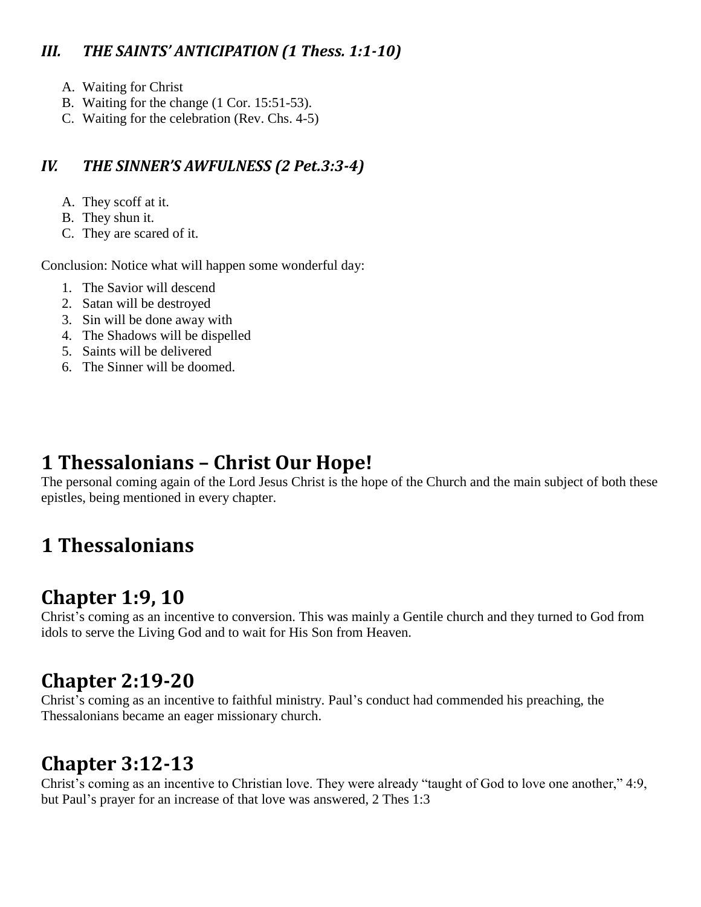### *III. THE SAINTS' ANTICIPATION (1 Thess. 1:1-10)*

A. Waiting for Christ
B. Waiting for the change (1 Cor. 15:51-53).
C. Waiting for the celebration (Rev. Chs. 4-5)

### *IV. THE SINNER'S AWFULNESS (2 Pet.3:3-4)*

A. They scoff at it.
B. They shun it.
C. They are scared of it.

Conclusion: Notice what will happen some wonderful day:

1. The Savior will descend
2. Satan will be destroyed
3. Sin will be done away with
4. The Shadows will be dispelled
5. Saints will be delivered
6. The Sinner will be doomed.

# 1 Thessalonians – Christ Our Hope!

The personal coming again of the Lord Jesus Christ is the hope of the Church and the main subject of both these epistles, being mentioned in every chapter.

# 1 Thessalonians

## Chapter 1:9, 10

Christ's coming as an incentive to conversion. This was mainly a Gentile church and they turned to God from idols to serve the Living God and to wait for His Son from Heaven.

## Chapter 2:19-20

Christ's coming as an incentive to faithful ministry. Paul's conduct had commended his preaching, the Thessalonians became an eager missionary church.

## Chapter 3:12-13

Christ's coming as an incentive to Christian love. They were already "taught of God to love one another," 4:9, but Paul's prayer for an increase of that love was answered, 2 Thes 1:3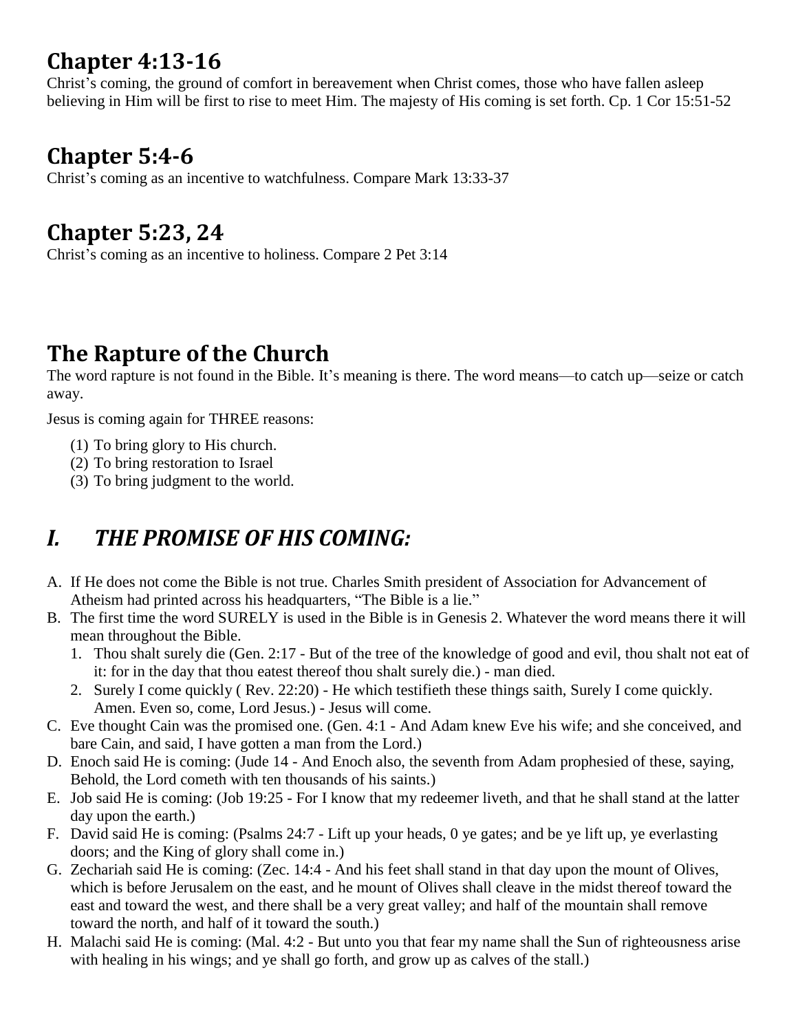## Chapter 4:13-16

Christ's coming, the ground of comfort in bereavement when Christ comes, those who have fallen asleep believing in Him will be first to rise to meet Him. The majesty of His coming is set forth. Cp. 1 Cor 15:51-52

## Chapter 5:4-6

Christ's coming as an incentive to watchfulness. Compare Mark 13:33-37

## Chapter 5:23, 24

Christ's coming as an incentive to holiness. Compare 2 Pet 3:14

## The Rapture of the Church

The word rapture is not found in the Bible. It's meaning is there. The word means—to catch up—seize or catch away.

Jesus is coming again for THREE reasons:

(1) To bring glory to His church.
(2) To bring restoration to Israel
(3) To bring judgment to the world.

## *I. THE PROMISE OF HIS COMING:*

A. If He does not come the Bible is not true. Charles Smith president of Association for Advancement of Atheism had printed across his headquarters, "The Bible is a lie."
B. The first time the word SURELY is used in the Bible is in Genesis 2. Whatever the word means there it will mean throughout the Bible.
   1. Thou shalt surely die (Gen. 2:17 - But of the tree of the knowledge of good and evil, thou shalt not eat of it: for in the day that thou eatest thereof thou shalt surely die.) - man died.
   2. Surely I come quickly ( Rev. 22:20) - He which testifieth these things saith, Surely I come quickly. Amen. Even so, come, Lord Jesus.) - Jesus will come.
C. Eve thought Cain was the promised one. (Gen. 4:1 - And Adam knew Eve his wife; and she conceived, and bare Cain, and said, I have gotten a man from the Lord.)
D. Enoch said He is coming: (Jude 14 - And Enoch also, the seventh from Adam prophesied of these, saying, Behold, the Lord cometh with ten thousands of his saints.)
E. Job said He is coming: (Job 19:25 - For I know that my redeemer liveth, and that he shall stand at the latter day upon the earth.)
F. David said He is coming: (Psalms 24:7 - Lift up your heads, 0 ye gates; and be ye lift up, ye everlasting doors; and the King of glory shall come in.)
G. Zechariah said He is coming: (Zec. 14:4 - And his feet shall stand in that day upon the mount of Olives, which is before Jerusalem on the east, and he mount of Olives shall cleave in the midst thereof toward the east and toward the west, and there shall be a very great valley; and half of the mountain shall remove toward the north, and half of it toward the south.)
H. Malachi said He is coming: (Mal. 4:2 - But unto you that fear my name shall the Sun of righteousness arise with healing in his wings; and ye shall go forth, and grow up as calves of the stall.)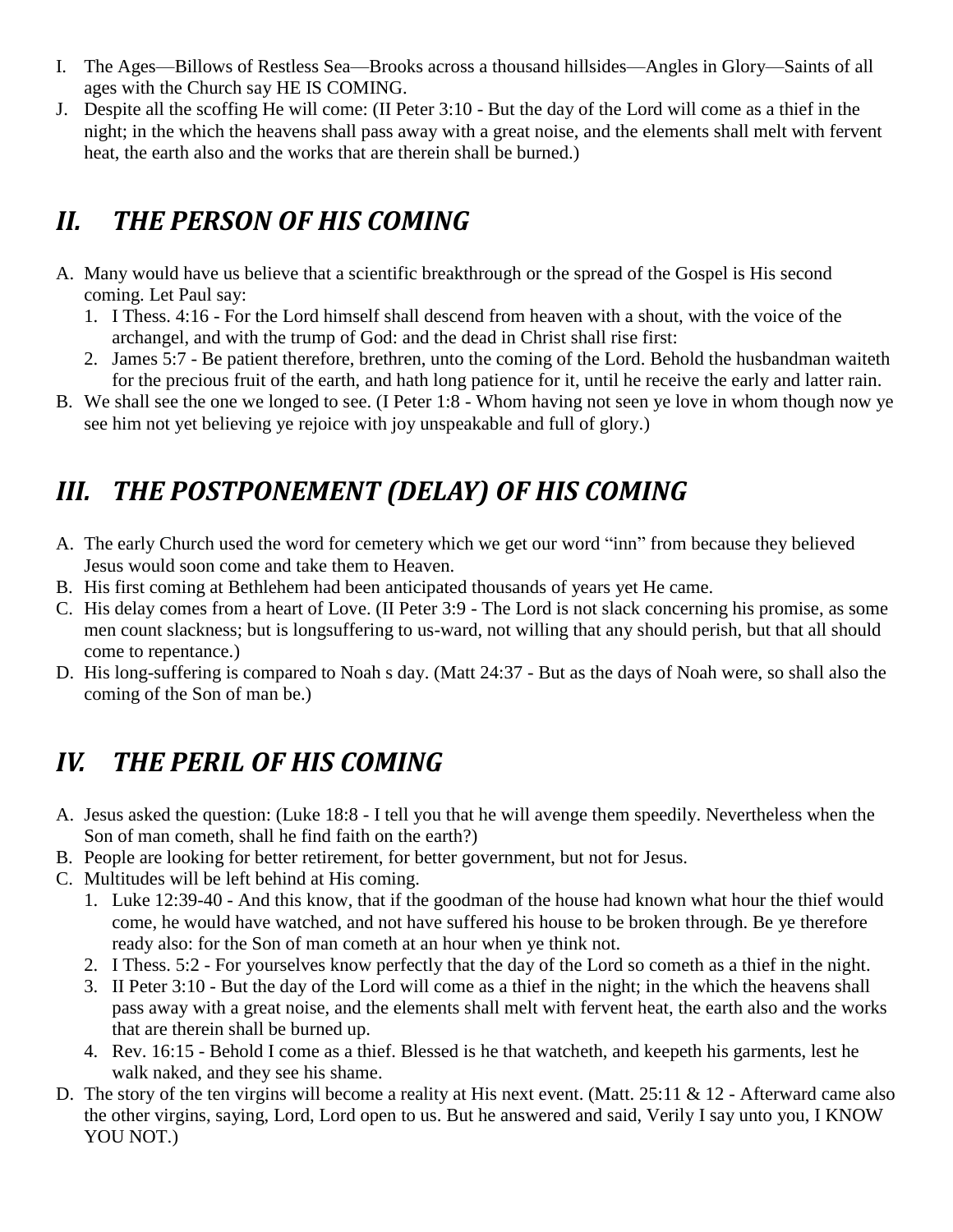I. The Ages—Billows of Restless Sea—Brooks across a thousand hillsides—Angles in Glory—Saints of all ages with the Church say HE IS COMING.
J. Despite all the scoffing He will come: (II Peter 3:10 - But the day of the Lord will come as a thief in the night; in the which the heavens shall pass away with a great noise, and the elements shall melt with fervent heat, the earth also and the works that are therein shall be burned.)

## *II. THE PERSON OF HIS COMING*

A. Many would have us believe that a scientific breakthrough or the spread of the Gospel is His second coming. Let Paul say:
   1. I Thess. 4:16 - For the Lord himself shall descend from heaven with a shout, with the voice of the archangel, and with the trump of God: and the dead in Christ shall rise first:
   2. James 5:7 - Be patient therefore, brethren, unto the coming of the Lord. Behold the husbandman waiteth for the precious fruit of the earth, and hath long patience for it, until he receive the early and latter rain.
B. We shall see the one we longed to see. (I Peter 1:8 - Whom having not seen ye love in whom though now ye see him not yet believing ye rejoice with joy unspeakable and full of glory.)

## *III. THE POSTPONEMENT (DELAY) OF HIS COMING*

A. The early Church used the word for cemetery which we get our word "inn" from because they believed Jesus would soon come and take them to Heaven.
B. His first coming at Bethlehem had been anticipated thousands of years yet He came.
C. His delay comes from a heart of Love. (II Peter 3:9 - The Lord is not slack concerning his promise, as some men count slackness; but is longsuffering to us-ward, not willing that any should perish, but that all should come to repentance.)
D. His long-suffering is compared to Noah s day. (Matt 24:37 - But as the days of Noah were, so shall also the coming of the Son of man be.)

## *IV. THE PERIL OF HIS COMING*

A. Jesus asked the question: (Luke 18:8 - I tell you that he will avenge them speedily. Nevertheless when the Son of man cometh, shall he find faith on the earth?)
B. People are looking for better retirement, for better government, but not for Jesus.
C. Multitudes will be left behind at His coming.
   1. Luke 12:39-40 - And this know, that if the goodman of the house had known what hour the thief would come, he would have watched, and not have suffered his house to be broken through. Be ye therefore ready also: for the Son of man cometh at an hour when ye think not.
   2. I Thess. 5:2 - For yourselves know perfectly that the day of the Lord so cometh as a thief in the night.
   3. II Peter 3:10 - But the day of the Lord will come as a thief in the night; in the which the heavens shall pass away with a great noise, and the elements shall melt with fervent heat, the earth also and the works that are therein shall be burned up.
   4. Rev. 16:15 - Behold I come as a thief. Blessed is he that watcheth, and keepeth his garments, lest he walk naked, and they see his shame.
D. The story of the ten virgins will become a reality at His next event. (Matt. 25:11 & 12 - Afterward came also the other virgins, saying, Lord, Lord open to us. But he answered and said, Verily I say unto you, I KNOW YOU NOT.)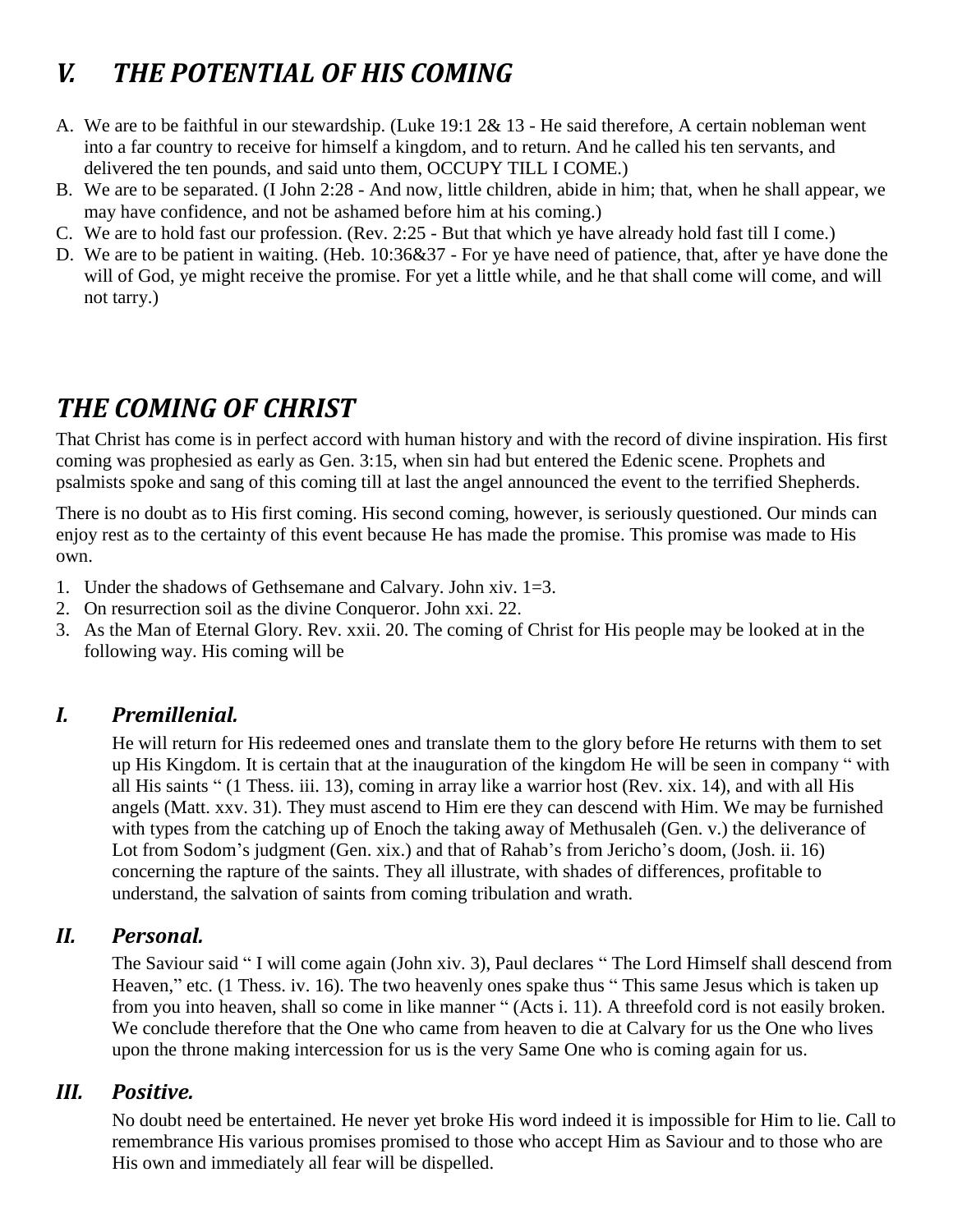## *V. THE POTENTIAL OF HIS COMING*

A. We are to be faithful in our stewardship. (Luke 19:1 2& 13 - He said therefore, A certain nobleman went into a far country to receive for himself a kingdom, and to return. And he called his ten servants, and delivered the ten pounds, and said unto them, OCCUPY TILL I COME.)
B. We are to be separated. (I John 2:28 - And now, little children, abide in him; that, when he shall appear, we may have confidence, and not be ashamed before him at his coming.)
C. We are to hold fast our profession. (Rev. 2:25 - But that which ye have already hold fast till I come.)
D. We are to be patient in waiting. (Heb. 10:36&37 - For ye have need of patience, that, after ye have done the will of God, ye might receive the promise. For yet a little while, and he that shall come will come, and will not tarry.)

## *THE COMING OF CHRIST*

That Christ has come is in perfect accord with human history and with the record of divine inspiration. His first coming was prophesied as early as Gen. 3:15, when sin had but entered the Edenic scene. Prophets and psalmists spoke and sang of this coming till at last the angel announced the event to the terrified Shepherds.

There is no doubt as to His first coming. His second coming, however, is seriously questioned. Our minds can enjoy rest as to the certainty of this event because He has made the promise. This promise was made to His own.

1. Under the shadows of Gethsemane and Calvary. John xiv. 1=3.
2. On resurrection soil as the divine Conqueror. John xxi. 22.
3. As the Man of Eternal Glory. Rev. xxii. 20. The coming of Christ for His people may be looked at in the following way. His coming will be

### *I. Premillenial.*

He will return for His redeemed ones and translate them to the glory before He returns with them to set up His Kingdom. It is certain that at the inauguration of the kingdom He will be seen in company " with all His saints " (1 Thess. iii. 13), coming in array like a warrior host (Rev. xix. 14), and with all His angels (Matt. xxv. 31). They must ascend to Him ere they can descend with Him. We may be furnished with types from the catching up of Enoch the taking away of Methusaleh (Gen. v.) the deliverance of Lot from Sodom's judgment (Gen. xix.) and that of Rahab's from Jericho's doom, (Josh. ii. 16) concerning the rapture of the saints. They all illustrate, with shades of differences, profitable to understand, the salvation of saints from coming tribulation and wrath.

### *II. Personal.*

The Saviour said " I will come again (John xiv. 3), Paul declares " The Lord Himself shall descend from Heaven," etc. (1 Thess. iv. 16). The two heavenly ones spake thus " This same Jesus which is taken up from you into heaven, shall so come in like manner " (Acts i. 11). A threefold cord is not easily broken. We conclude therefore that the One who came from heaven to die at Calvary for us the One who lives upon the throne making intercession for us is the very Same One who is coming again for us.

### *III. Positive.*

No doubt need be entertained. He never yet broke His word indeed it is impossible for Him to lie. Call to remembrance His various promises promised to those who accept Him as Saviour and to those who are His own and immediately all fear will be dispelled.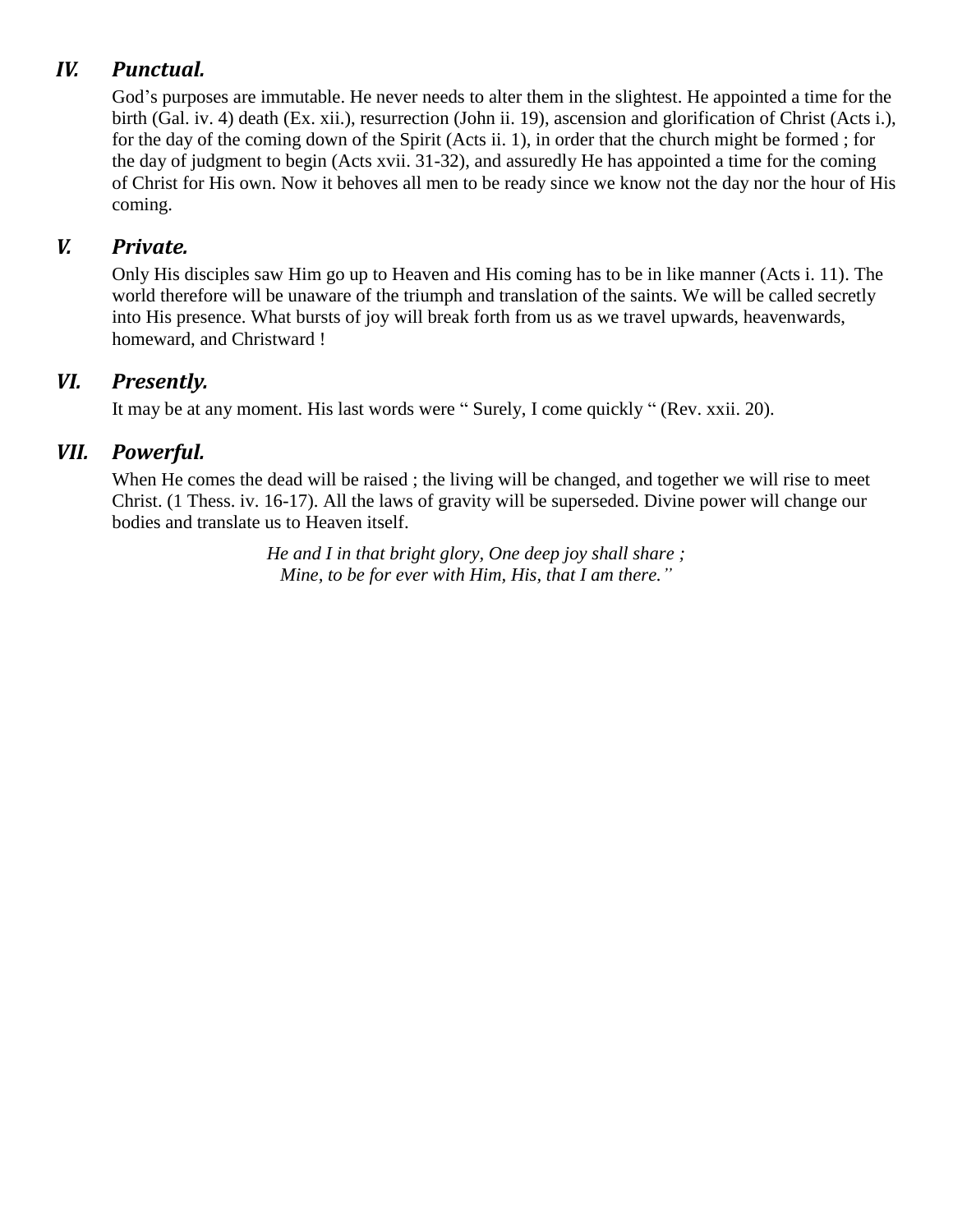## *IV. Punctual.*

God’s purposes are immutable. He never needs to alter them in the slightest. He appointed a time for the birth (Gal. iv. 4) death (Ex. xii.), resurrection (John ii. 19), ascension and glorification of Christ (Acts i.), for the day of the coming down of the Spirit (Acts ii. 1), in order that the church might be formed ; for the day of judgment to begin (Acts xvii. 31-32), and assuredly He has appointed a time for the coming of Christ for His own. Now it behoves all men to be ready since we know not the day nor the hour of His coming.

## *V. Private.*

Only His disciples saw Him go up to Heaven and His coming has to be in like manner (Acts i. 11). The world therefore will be unaware of the triumph and translation of the saints. We will be called secretly into His presence. What bursts of joy will break forth from us as we travel upwards, heavenwards, homeward, and Christward !

## *VI. Presently.*

It may be at any moment. His last words were “ Surely, I come quickly “ (Rev. xxii. 20).

## *VII. Powerful.*

When He comes the dead will be raised ; the living will be changed, and together we will rise to meet Christ. (1 Thess. iv. 16-17). All the laws of gravity will be superseded. Divine power will change our bodies and translate us to Heaven itself.

*He and I in that bright glory, One deep joy shall share ;*
*Mine, to be for ever with Him, His, that I am there.”*